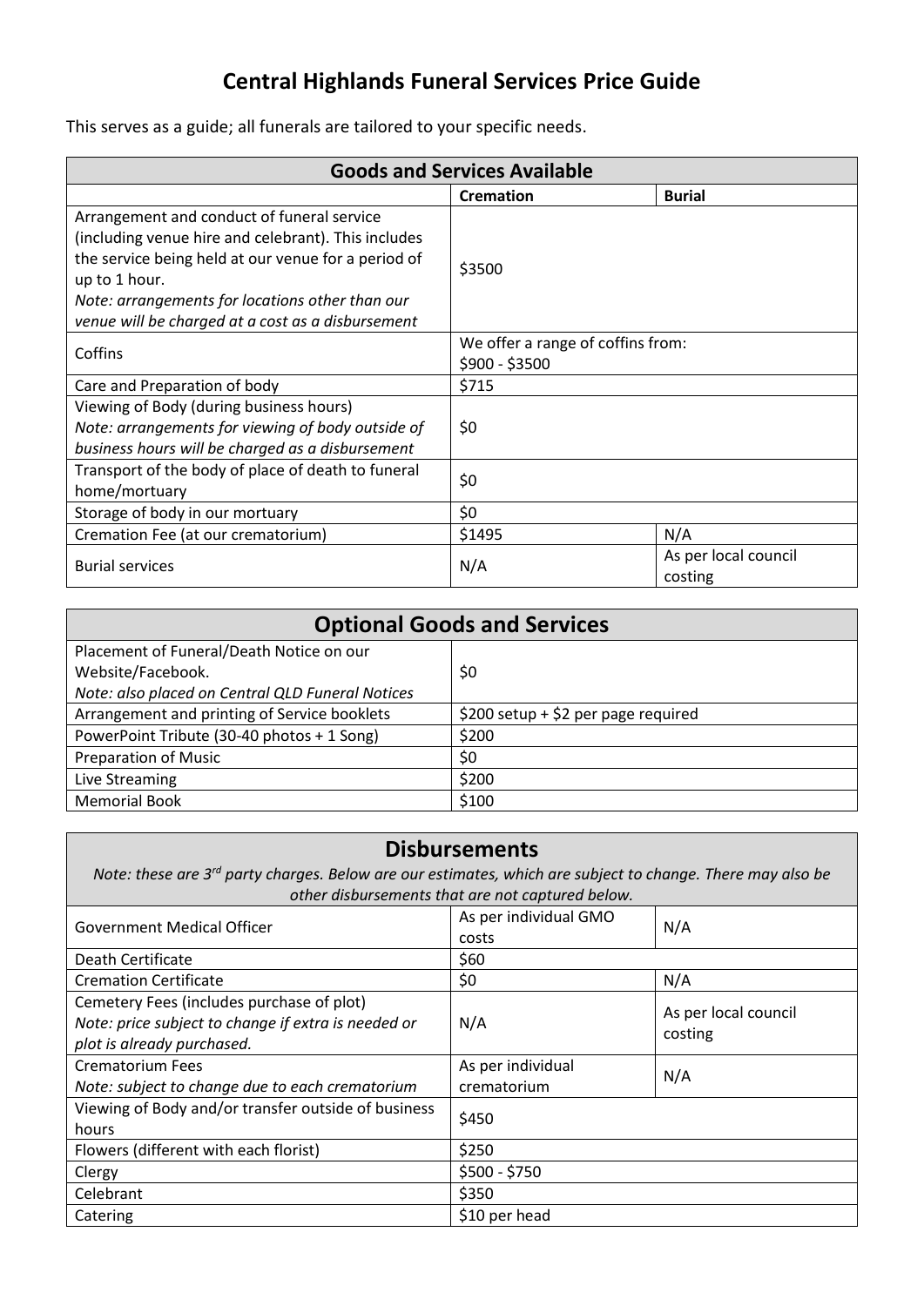# Central Highlands Funeral Services Price Guide

This serves as a guide; all funerals are tailored to your specific needs.

| Goods and Services Available | | |
|---|---|---|
| | **Cremation** | **Burial** |
| Arrangement and conduct of funeral service (including venue hire and celebrant). This includes the service being held at our venue for a period of up to 1 hour.<br>*Note: arrangements for locations other than our venue will be charged at a cost as a disbursement* | $3500 | |
| Coffins | We offer a range of coffins from: $900 - $3500 | |
| Care and Preparation of body | $715 | |
| Viewing of Body (during business hours)<br>*Note: arrangements for viewing of body outside of business hours will be charged as a disbursement* | $0 | |
| Transport of the body of place of death to funeral home/mortuary | $0 | |
| Storage of body in our mortuary | $0 | |
| Cremation Fee (at our crematorium) | $1495 | N/A |
| Burial services | N/A | As per local council costing |

| Optional Goods and Services | |
|---|---|
| Placement of Funeral/Death Notice on our Website/Facebook.<br>*Note: also placed on Central QLD Funeral Notices* | $0 |
| Arrangement and printing of Service booklets | $200 setup + $2 per page required |
| PowerPoint Tribute (30-40 photos + 1 Song) | $200 |
| Preparation of Music | $0 |
| Live Streaming | $200 |
| Memorial Book | $100 |

| Disbursements<br>*Note: these are 3rd party charges. Below are our estimates, which are subject to change. There may also be other disbursements that are not captured below.* | | |
|---|---|---|
| Government Medical Officer | As per individual GMO costs | N/A |
| Death Certificate | $60 | |
| Cremation Certificate | $0 | N/A |
| Cemetery Fees (includes purchase of plot)<br>*Note: price subject to change if extra is needed or plot is already purchased.* | N/A | As per local council costing |
| Crematorium Fees<br>*Note: subject to change due to each crematorium* | As per individual crematorium | N/A |
| Viewing of Body and/or transfer outside of business hours | $450 | |
| Flowers (different with each florist) | $250 | |
| Clergy | $500 - $750 | |
| Celebrant | $350 | |
| Catering | $10 per head | |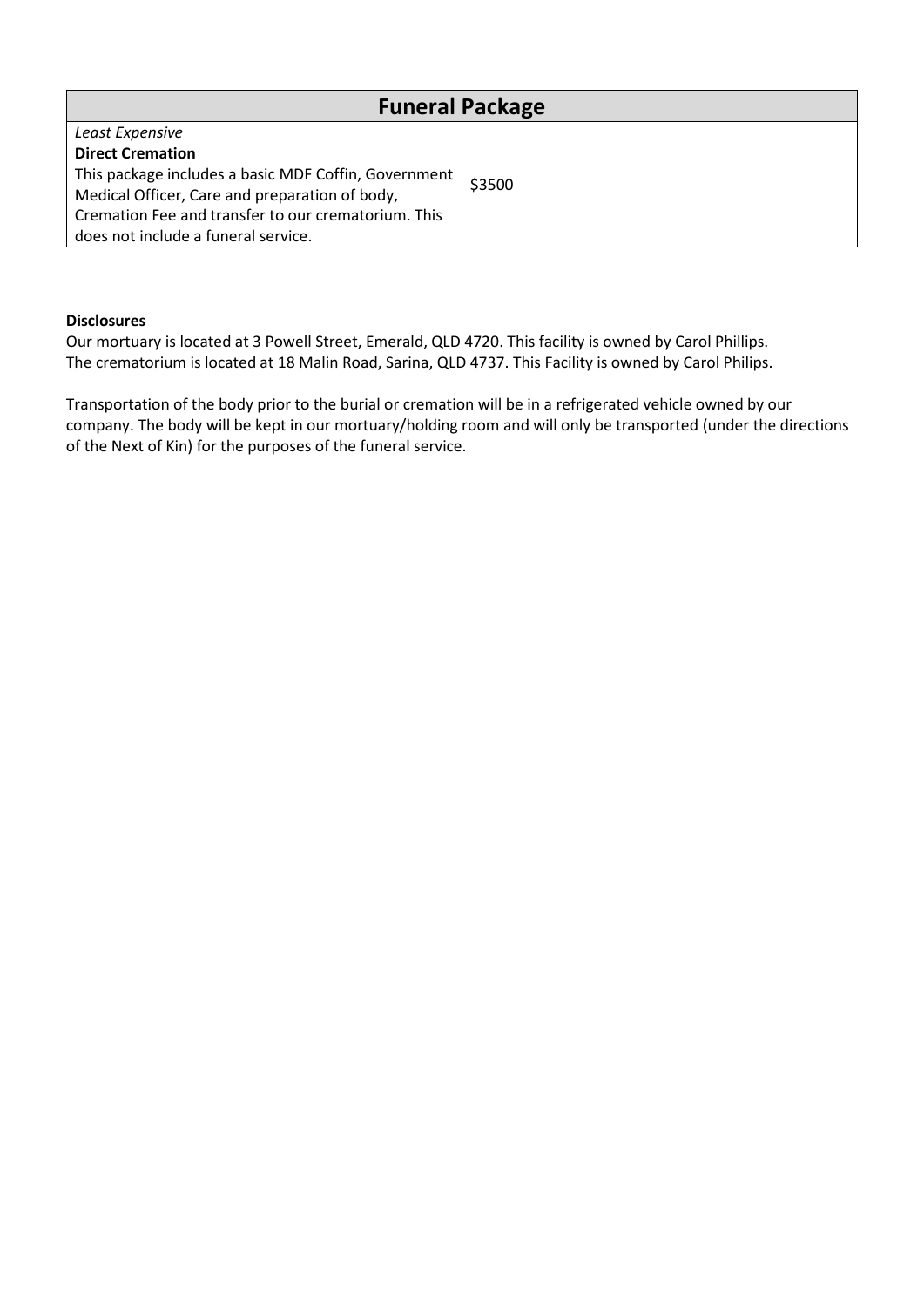| Funeral Package | |
|---|---|
| *Least Expensive*<br>**Direct Cremation**<br>This package includes a basic MDF Coffin, Government Medical Officer, Care and preparation of body, Cremation Fee and transfer to our crematorium. This does not include a funeral service. | $3500 |

**Disclosures**

Our mortuary is located at 3 Powell Street, Emerald, QLD 4720. This facility is owned by Carol Phillips.
The crematorium is located at 18 Malin Road, Sarina, QLD 4737. This Facility is owned by Carol Philips.

Transportation of the body prior to the burial or cremation will be in a refrigerated vehicle owned by our company. The body will be kept in our mortuary/holding room and will only be transported (under the directions of the Next of Kin) for the purposes of the funeral service.